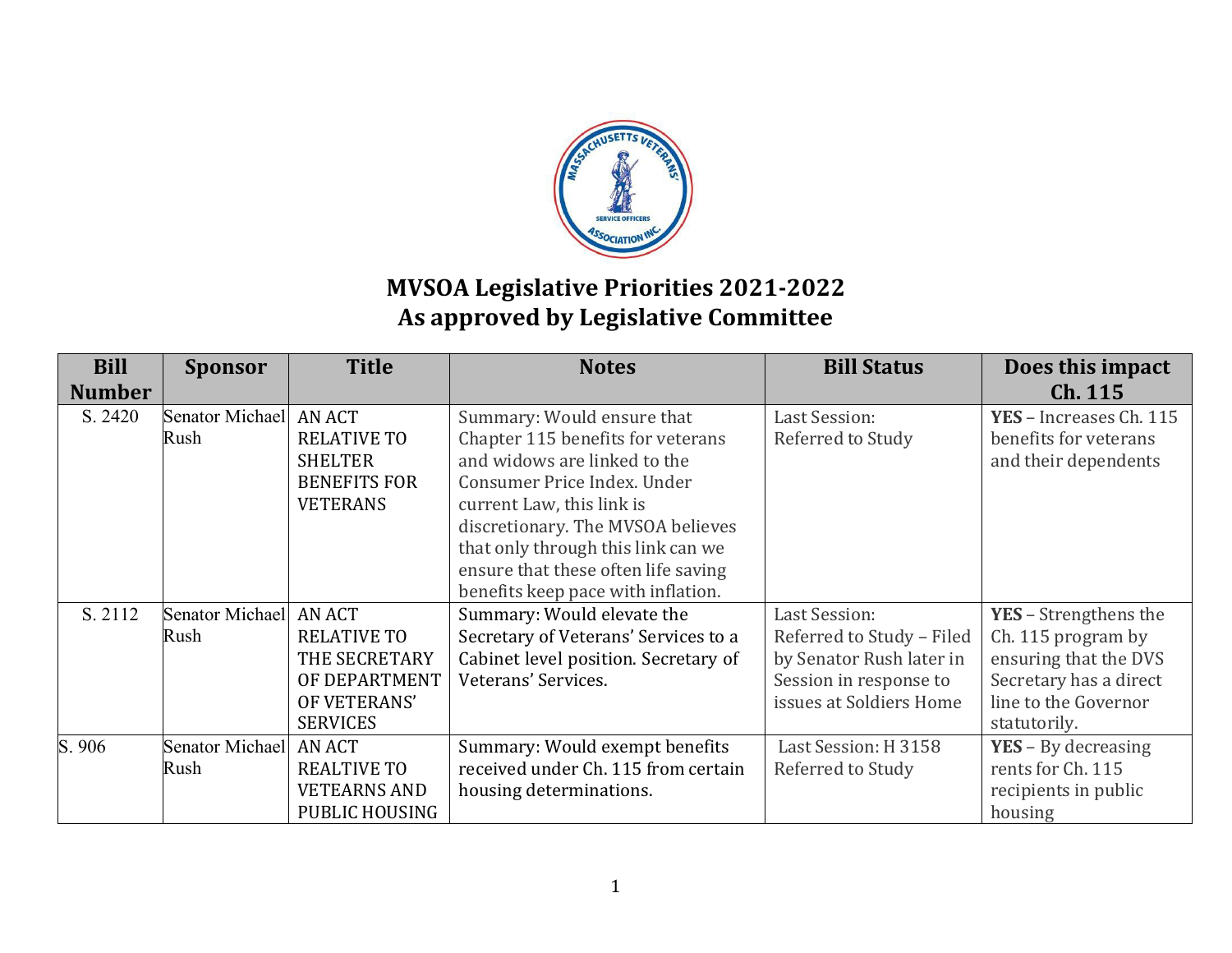# MVSOA Legislative Priorities 2021-2022
## As approved by Legislative Committee

| Bill Number | Sponsor | Title | Notes | Bill Status | Does this impact Ch. 115 |
|---|---|---|---|---|---|
| S. 2420 | Senator Michael Rush | AN ACT RELATIVE TO SHELTER BENEFITS FOR VETERANS | Summary: Would ensure that Chapter 115 benefits for veterans and widows are linked to the Consumer Price Index. Under current Law, this link is discretionary. The MVSOA believes that only through this link can we ensure that these often life saving benefits keep pace with inflation. | Last Session: Referred to Study | **YES** – Increases Ch. 115 benefits for veterans and their dependents |
| S. 2112 | Senator Michael Rush | AN ACT RELATIVE TO THE SECRETARY OF DEPARTMENT OF VETERANS' SERVICES | Summary: Would elevate the Secretary of Veterans' Services to a Cabinet level position. Secretary of Veterans' Services. | Last Session: Referred to Study – Filed by Senator Rush later in Session in response to issues at Soldiers Home | **YES** – Strengthens the Ch. 115 program by ensuring that the DVS Secretary has a direct line to the Governor statutorily. |
| S. 906 | Senator Michael Rush | AN ACT REALTIVE TO VETEARNS AND PUBLIC HOUSING | Summary: Would exempt benefits received under Ch. 115 from certain housing determinations. | Last Session: H 3158 Referred to Study | **YES** – By decreasing rents for Ch. 115 recipients in public housing |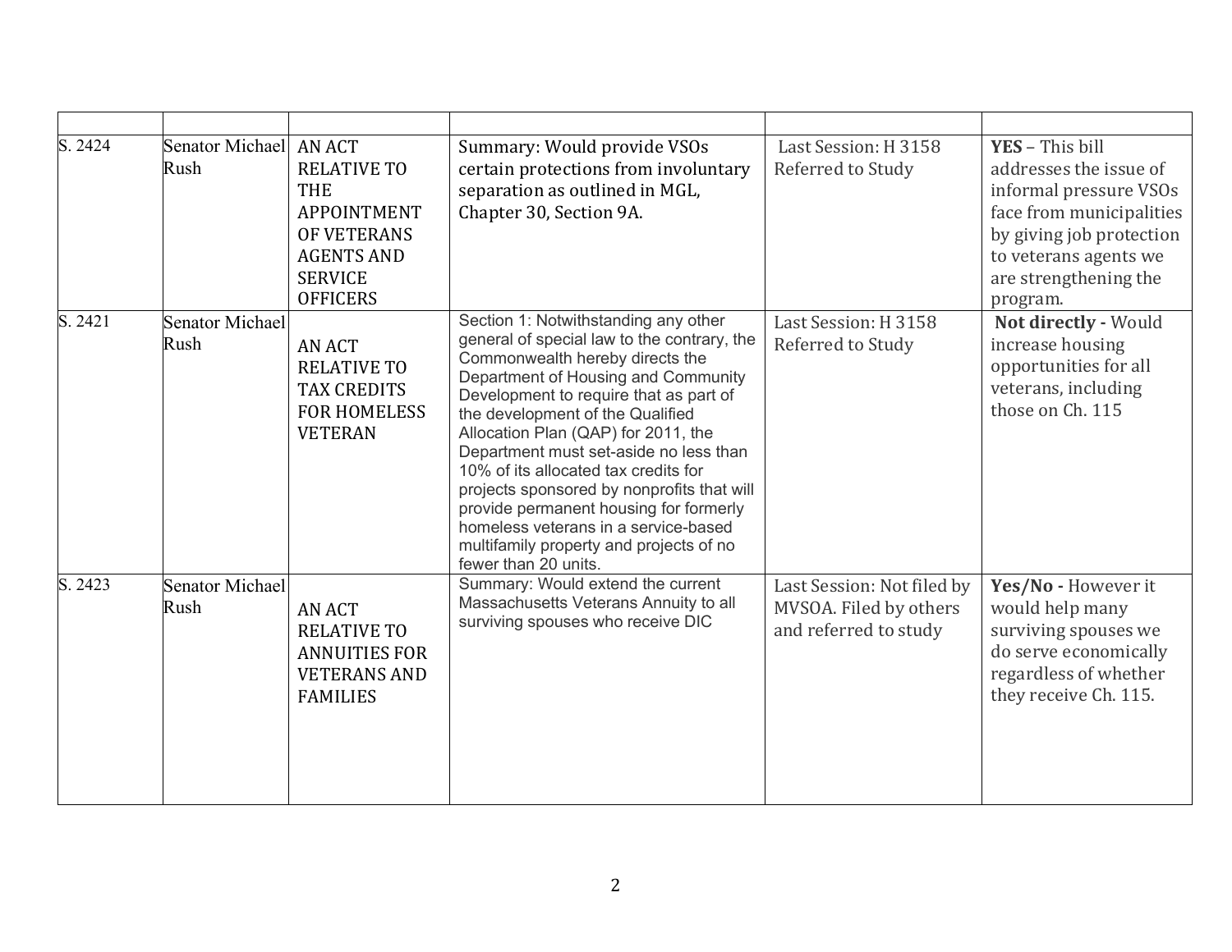| | | | | | |
|---|---|---|---|---|---|
| S. 2424 | Senator Michael Rush | AN ACT RELATIVE TO THE APPOINTMENT OF VETERANS AGENTS AND SERVICE OFFICERS | Summary: Would provide VSOs certain protections from involuntary separation as outlined in MGL, Chapter 30, Section 9A. | Last Session: H 3158 Referred to Study | **YES** – This bill addresses the issue of informal pressure VSOs face from municipalities by giving job protection to veterans agents we are strengthening the program. |
| S. 2421 | Senator Michael Rush | AN ACT RELATIVE TO TAX CREDITS FOR HOMELESS VETERAN | Section 1: Notwithstanding any other general of special law to the contrary, the Commonwealth hereby directs the Department of Housing and Community Development to require that as part of the development of the Qualified Allocation Plan (QAP) for 2011, the Department must set-aside no less than 10% of its allocated tax credits for projects sponsored by nonprofits that will provide permanent housing for formerly homeless veterans in a service-based multifamily property and projects of no fewer than 20 units. | Last Session: H 3158 Referred to Study | **Not directly -** Would increase housing opportunities for all veterans, including those on Ch. 115 |
| S. 2423 | Senator Michael Rush | AN ACT RELATIVE TO ANNUITIES FOR VETERANS AND FAMILIES | Summary: Would extend the current Massachusetts Veterans Annuity to all surviving spouses who receive DIC | Last Session: Not filed by MVSOA. Filed by others and referred to study | **Yes/No -** However it would help many surviving spouses we do serve economically regardless of whether they receive Ch. 115. |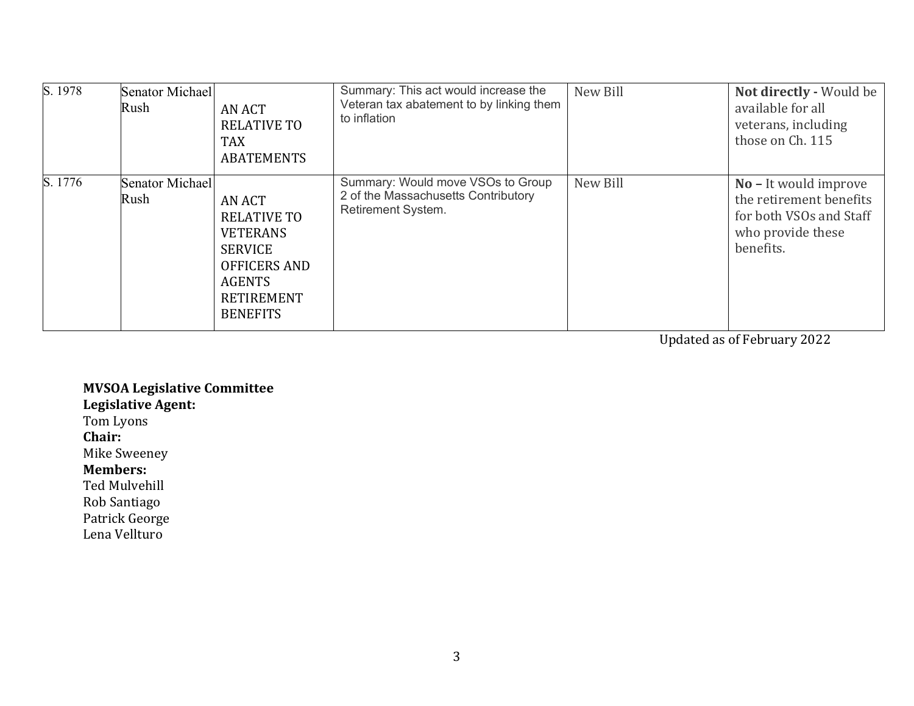| | | | | | |
|---|---|---|---|---|---|
| S. 1978 | Senator Michael Rush | AN ACT RELATIVE TO TAX ABATEMENTS | Summary: This act would increase the Veteran tax abatement to by linking them to inflation | New Bill | **Not directly -** Would be available for all veterans, including those on Ch. 115 |
| S. 1776 | Senator Michael Rush | AN ACT RELATIVE TO VETERANS SERVICE OFFICERS AND AGENTS RETIREMENT BENEFITS | Summary: Would move VSOs to Group 2 of the Massachusetts Contributory Retirement System. | New Bill | **No –** It would improve the retirement benefits for both VSOs and Staff who provide these benefits. |

Updated as of February 2022

**MVSOA Legislative Committee**
**Legislative Agent:**
Tom Lyons
**Chair:**
Mike Sweeney
**Members:**
Ted Mulvehill
Rob Santiago
Patrick George
Lena Vellturo